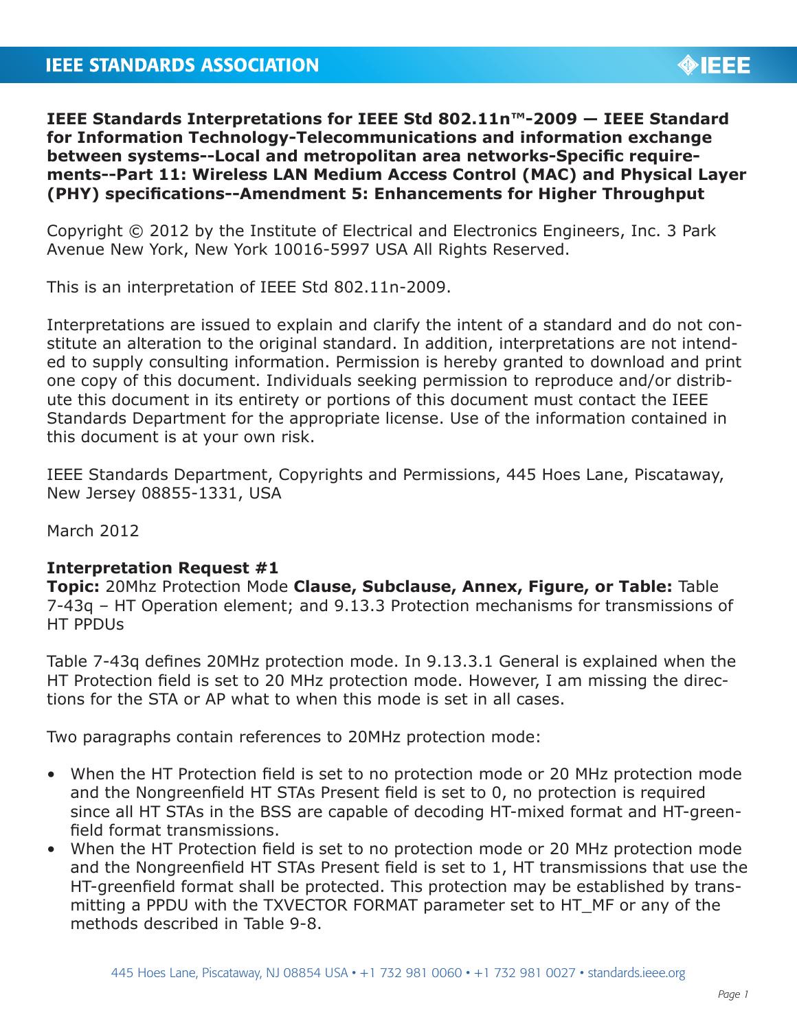**IEEE Standards Interpretations for IEEE Std 802.11n™-2009 — IEEE Standard for Information Technology-Telecommunications and information exchange between systems--Local and metropolitan area networks-Specific requirements--Part 11: Wireless LAN Medium Access Control (MAC) and Physical Layer (PHY) specifications--Amendment 5: Enhancements for Higher Throughput**

Copyright © 2012 by the Institute of Electrical and Electronics Engineers, Inc. 3 Park Avenue New York, New York 10016-5997 USA All Rights Reserved.

This is an interpretation of IEEE Std 802.11n-2009.

Interpretations are issued to explain and clarify the intent of a standard and do not constitute an alteration to the original standard. In addition, interpretations are not intended to supply consulting information. Permission is hereby granted to download and print one copy of this document. Individuals seeking permission to reproduce and/or distribute this document in its entirety or portions of this document must contact the IEEE Standards Department for the appropriate license. Use of the information contained in this document is at your own risk.

IEEE Standards Department, Copyrights and Permissions, 445 Hoes Lane, Piscataway, New Jersey 08855-1331, USA

March 2012

**Interpretation Request #1**
**Topic:** 20Mhz Protection Mode **Clause, Subclause, Annex, Figure, or Table:** Table 7-43q – HT Operation element; and 9.13.3 Protection mechanisms for transmissions of HT PPDUs

Table 7-43q defines 20MHz protection mode. In 9.13.3.1 General is explained when the HT Protection field is set to 20 MHz protection mode. However, I am missing the directions for the STA or AP what to when this mode is set in all cases.

Two paragraphs contain references to 20MHz protection mode:

- When the HT Protection field is set to no protection mode or 20 MHz protection mode and the Nongreenfield HT STAs Present field is set to 0, no protection is required since all HT STAs in the BSS are capable of decoding HT-mixed format and HT-greenfield format transmissions.
- When the HT Protection field is set to no protection mode or 20 MHz protection mode and the Nongreenfield HT STAs Present field is set to 1, HT transmissions that use the HT-greenfield format shall be protected. This protection may be established by transmitting a PPDU with the TXVECTOR FORMAT parameter set to HT_MF or any of the methods described in Table 9-8.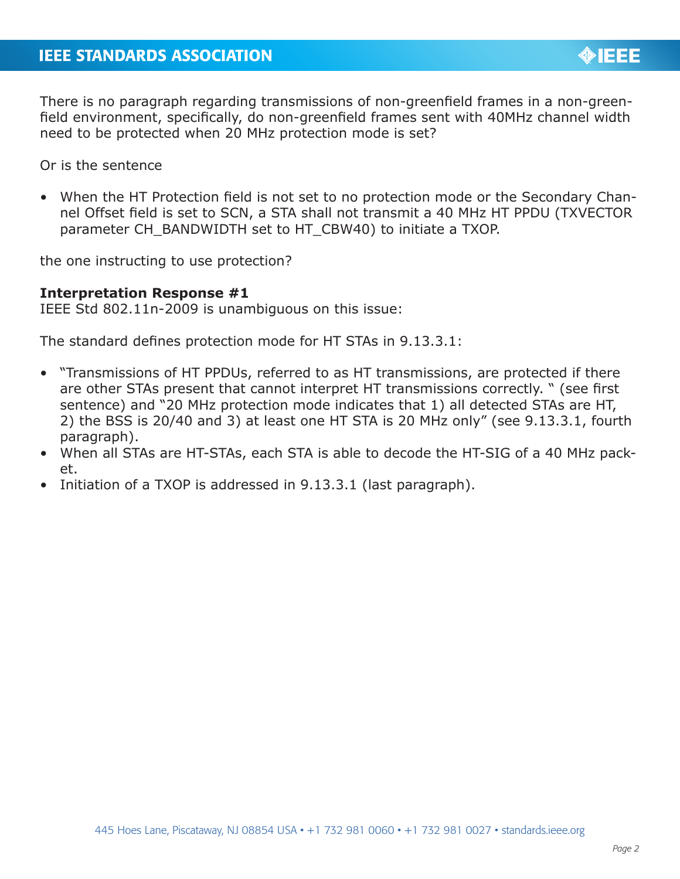There is no paragraph regarding transmissions of non-greenfield frames in a non-greenfield environment, specifically, do non-greenfield frames sent with 40MHz channel width need to be protected when 20 MHz protection mode is set?

Or is the sentence

- When the HT Protection field is not set to no protection mode or the Secondary Channel Offset field is set to SCN, a STA shall not transmit a 40 MHz HT PPDU (TXVECTOR parameter CH_BANDWIDTH set to HT_CBW40) to initiate a TXOP.

the one instructing to use protection?

**Interpretation Response #1**
IEEE Std 802.11n-2009 is unambiguous on this issue:

The standard defines protection mode for HT STAs in 9.13.3.1:

- "Transmissions of HT PPDUs, referred to as HT transmissions, are protected if there are other STAs present that cannot interpret HT transmissions correctly. " (see first sentence) and "20 MHz protection mode indicates that 1) all detected STAs are HT, 2) the BSS is 20/40 and 3) at least one HT STA is 20 MHz only" (see 9.13.3.1, fourth paragraph).
- When all STAs are HT-STAs, each STA is able to decode the HT-SIG of a 40 MHz packet.
- Initiation of a TXOP is addressed in 9.13.3.1 (last paragraph).